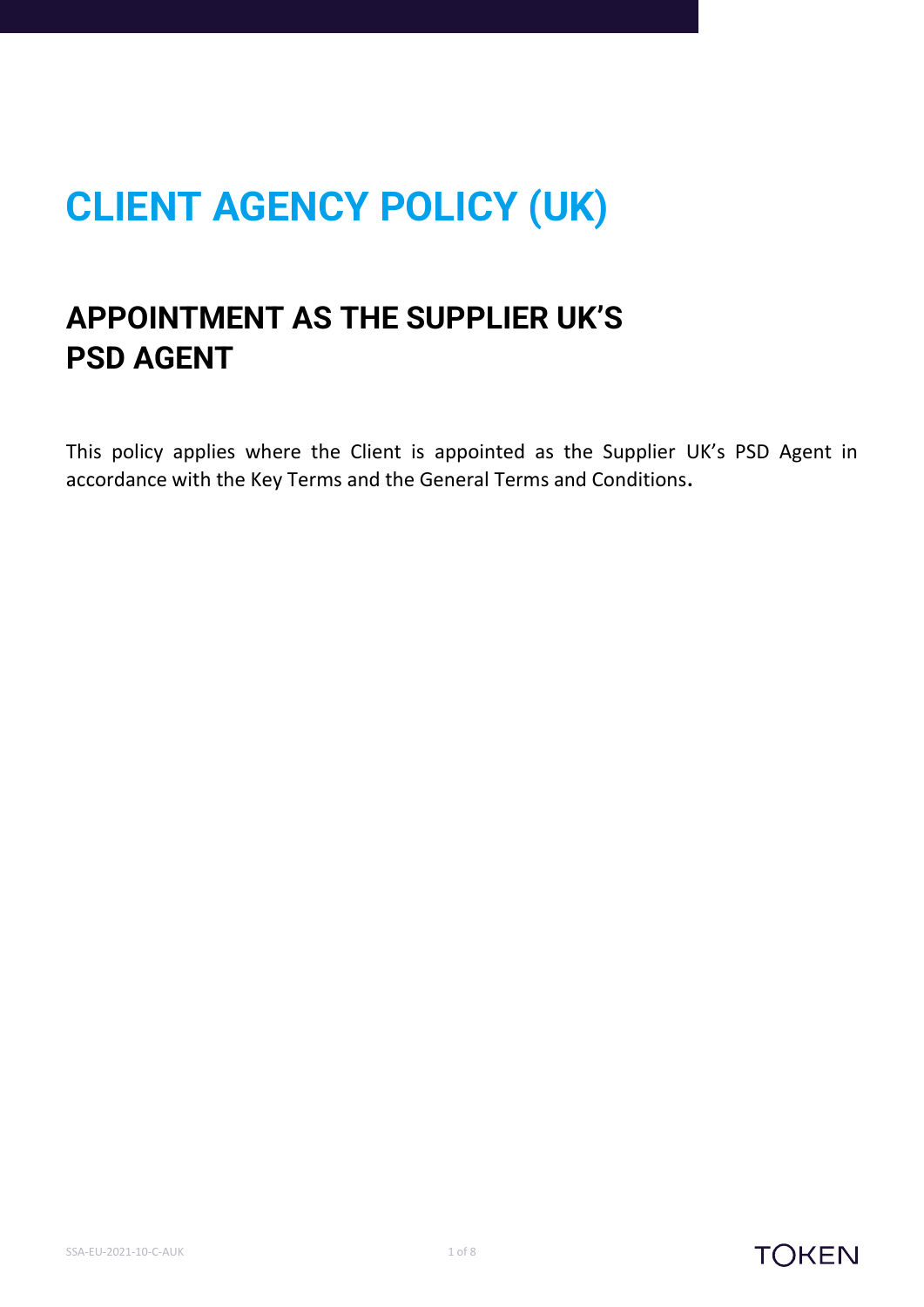# CLIENT AGENCY POLICY (UK)

## APPOINTMENT AS THE SUPPLIER UK'S PSD AGENT

This policy applies where the Client is appointed as the Supplier UK's PSD Agent in accordance with the Key Terms and the General Terms and Conditions.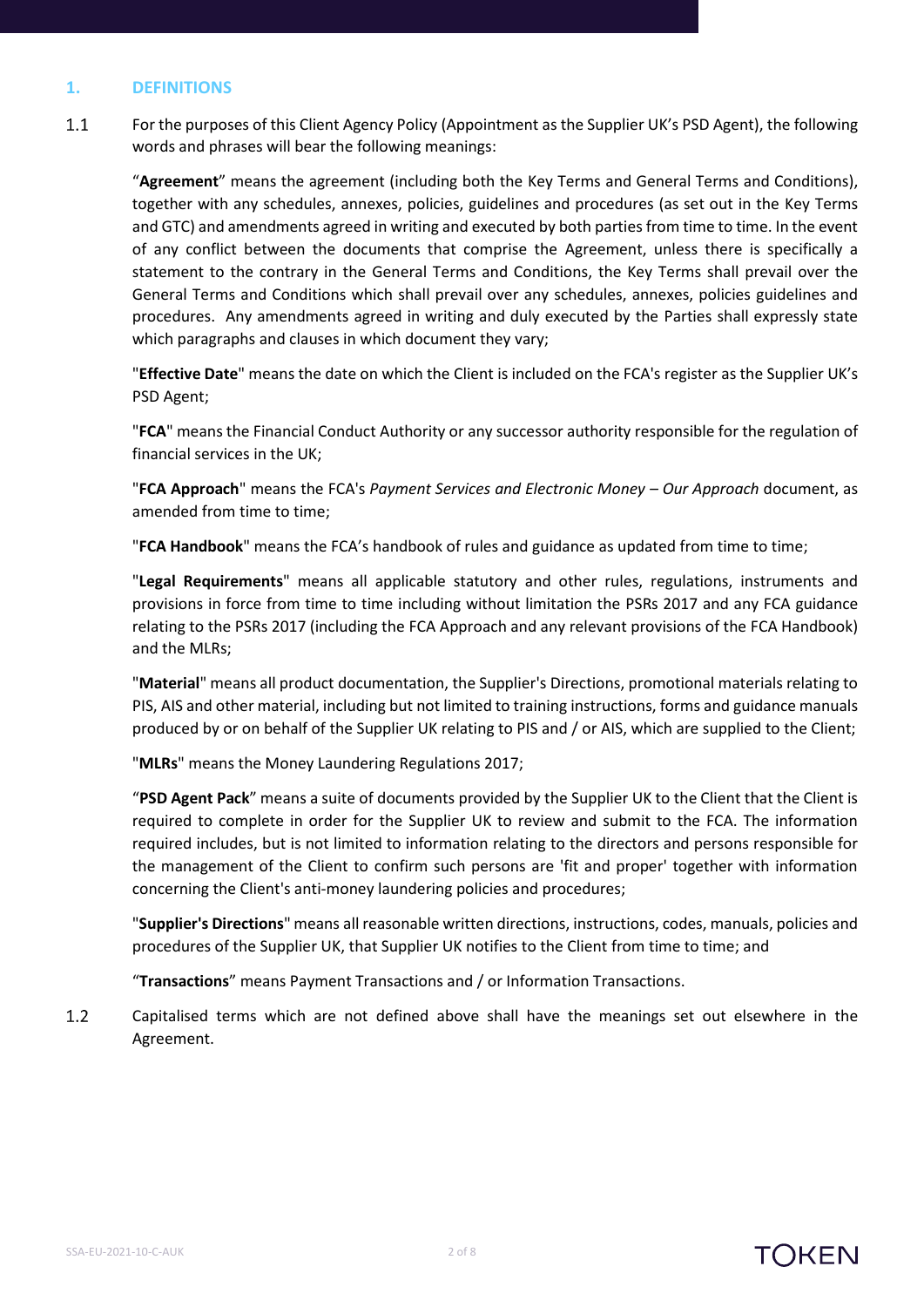## 1. DEFINITIONS

1.1 For the purposes of this Client Agency Policy (Appointment as the Supplier UK's PSD Agent), the following words and phrases will bear the following meanings:

"**Agreement**" means the agreement (including both the Key Terms and General Terms and Conditions), together with any schedules, annexes, policies, guidelines and procedures (as set out in the Key Terms and GTC) and amendments agreed in writing and executed by both parties from time to time. In the event of any conflict between the documents that comprise the Agreement, unless there is specifically a statement to the contrary in the General Terms and Conditions, the Key Terms shall prevail over the General Terms and Conditions which shall prevail over any schedules, annexes, policies guidelines and procedures. Any amendments agreed in writing and duly executed by the Parties shall expressly state which paragraphs and clauses in which document they vary;

"**Effective Date**" means the date on which the Client is included on the FCA's register as the Supplier UK's PSD Agent;

"**FCA**" means the Financial Conduct Authority or any successor authority responsible for the regulation of financial services in the UK;

"**FCA Approach**" means the FCA's *Payment Services and Electronic Money – Our Approach* document, as amended from time to time;

"**FCA Handbook**" means the FCA's handbook of rules and guidance as updated from time to time;

"**Legal Requirements**" means all applicable statutory and other rules, regulations, instruments and provisions in force from time to time including without limitation the PSRs 2017 and any FCA guidance relating to the PSRs 2017 (including the FCA Approach and any relevant provisions of the FCA Handbook) and the MLRs;

"**Material**" means all product documentation, the Supplier's Directions, promotional materials relating to PIS, AIS and other material, including but not limited to training instructions, forms and guidance manuals produced by or on behalf of the Supplier UK relating to PIS and / or AIS, which are supplied to the Client;

"**MLRs**" means the Money Laundering Regulations 2017;

"**PSD Agent Pack**" means a suite of documents provided by the Supplier UK to the Client that the Client is required to complete in order for the Supplier UK to review and submit to the FCA. The information required includes, but is not limited to information relating to the directors and persons responsible for the management of the Client to confirm such persons are 'fit and proper' together with information concerning the Client's anti-money laundering policies and procedures;

"**Supplier's Directions**" means all reasonable written directions, instructions, codes, manuals, policies and procedures of the Supplier UK, that Supplier UK notifies to the Client from time to time; and

"**Transactions**" means Payment Transactions and / or Information Transactions.

1.2 Capitalised terms which are not defined above shall have the meanings set out elsewhere in the Agreement.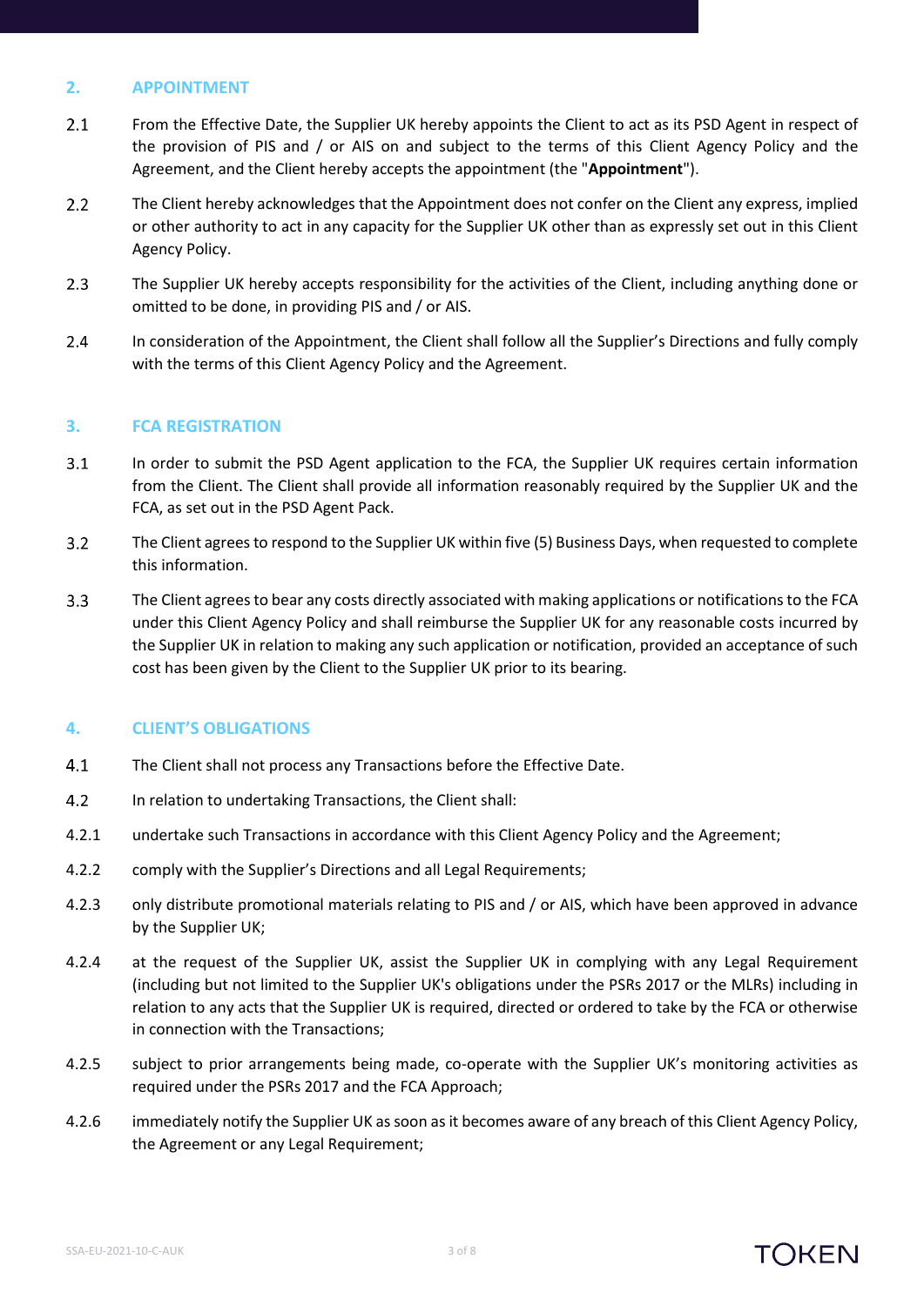## 2. APPOINTMENT

2.1 From the Effective Date, the Supplier UK hereby appoints the Client to act as its PSD Agent in respect of the provision of PIS and / or AIS on and subject to the terms of this Client Agency Policy and the Agreement, and the Client hereby accepts the appointment (the "**Appointment**").

2.2 The Client hereby acknowledges that the Appointment does not confer on the Client any express, implied or other authority to act in any capacity for the Supplier UK other than as expressly set out in this Client Agency Policy.

2.3 The Supplier UK hereby accepts responsibility for the activities of the Client, including anything done or omitted to be done, in providing PIS and / or AIS.

2.4 In consideration of the Appointment, the Client shall follow all the Supplier's Directions and fully comply with the terms of this Client Agency Policy and the Agreement.

## 3. FCA REGISTRATION

3.1 In order to submit the PSD Agent application to the FCA, the Supplier UK requires certain information from the Client. The Client shall provide all information reasonably required by the Supplier UK and the FCA, as set out in the PSD Agent Pack.

3.2 The Client agrees to respond to the Supplier UK within five (5) Business Days, when requested to complete this information.

3.3 The Client agrees to bear any costs directly associated with making applications or notifications to the FCA under this Client Agency Policy and shall reimburse the Supplier UK for any reasonable costs incurred by the Supplier UK in relation to making any such application or notification, provided an acceptance of such cost has been given by the Client to the Supplier UK prior to its bearing.

## 4. CLIENT'S OBLIGATIONS

4.1 The Client shall not process any Transactions before the Effective Date.

4.2 In relation to undertaking Transactions, the Client shall:

4.2.1 undertake such Transactions in accordance with this Client Agency Policy and the Agreement;

4.2.2 comply with the Supplier's Directions and all Legal Requirements;

4.2.3 only distribute promotional materials relating to PIS and / or AIS, which have been approved in advance by the Supplier UK;

4.2.4 at the request of the Supplier UK, assist the Supplier UK in complying with any Legal Requirement (including but not limited to the Supplier UK's obligations under the PSRs 2017 or the MLRs) including in relation to any acts that the Supplier UK is required, directed or ordered to take by the FCA or otherwise in connection with the Transactions;

4.2.5 subject to prior arrangements being made, co-operate with the Supplier UK's monitoring activities as required under the PSRs 2017 and the FCA Approach;

4.2.6 immediately notify the Supplier UK as soon as it becomes aware of any breach of this Client Agency Policy, the Agreement or any Legal Requirement;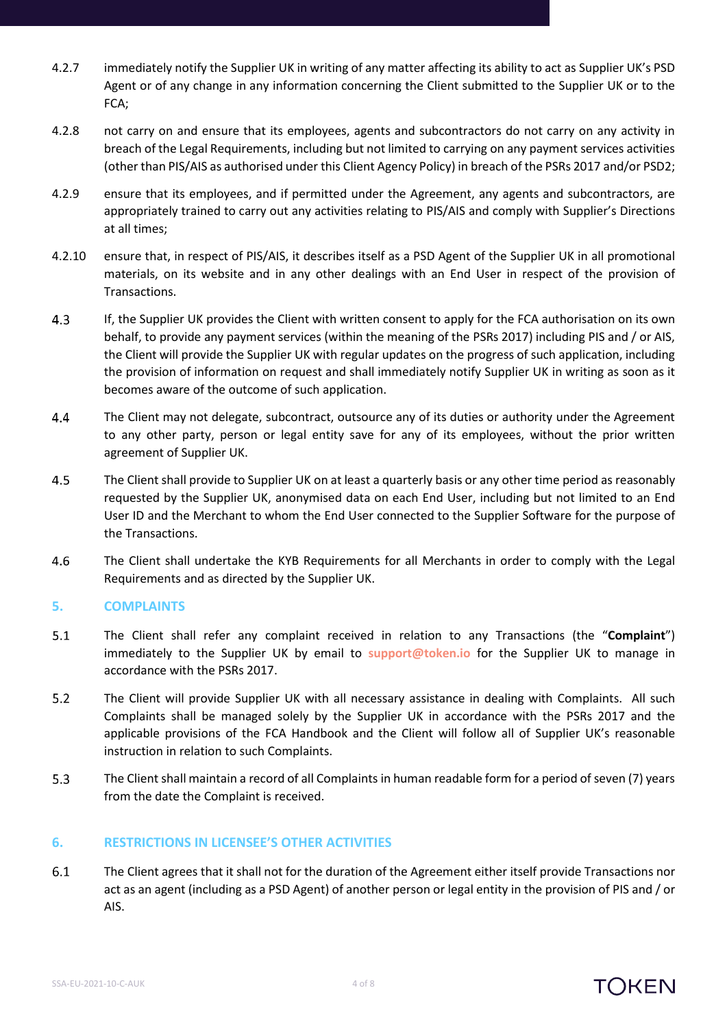4.2.7 immediately notify the Supplier UK in writing of any matter affecting its ability to act as Supplier UK's PSD Agent or of any change in any information concerning the Client submitted to the Supplier UK or to the FCA;

4.2.8 not carry on and ensure that its employees, agents and subcontractors do not carry on any activity in breach of the Legal Requirements, including but not limited to carrying on any payment services activities (other than PIS/AIS as authorised under this Client Agency Policy) in breach of the PSRs 2017 and/or PSD2;

4.2.9 ensure that its employees, and if permitted under the Agreement, any agents and subcontractors, are appropriately trained to carry out any activities relating to PIS/AIS and comply with Supplier's Directions at all times;

4.2.10 ensure that, in respect of PIS/AIS, it describes itself as a PSD Agent of the Supplier UK in all promotional materials, on its website and in any other dealings with an End User in respect of the provision of Transactions.

4.3 If, the Supplier UK provides the Client with written consent to apply for the FCA authorisation on its own behalf, to provide any payment services (within the meaning of the PSRs 2017) including PIS and / or AIS, the Client will provide the Supplier UK with regular updates on the progress of such application, including the provision of information on request and shall immediately notify Supplier UK in writing as soon as it becomes aware of the outcome of such application.

4.4 The Client may not delegate, subcontract, outsource any of its duties or authority under the Agreement to any other party, person or legal entity save for any of its employees, without the prior written agreement of Supplier UK.

4.5 The Client shall provide to Supplier UK on at least a quarterly basis or any other time period as reasonably requested by the Supplier UK, anonymised data on each End User, including but not limited to an End User ID and the Merchant to whom the End User connected to the Supplier Software for the purpose of the Transactions.

4.6 The Client shall undertake the KYB Requirements for all Merchants in order to comply with the Legal Requirements and as directed by the Supplier UK.

## 5. COMPLAINTS

5.1 The Client shall refer any complaint received in relation to any Transactions (the "**Complaint**") immediately to the Supplier UK by email to support@token.io for the Supplier UK to manage in accordance with the PSRs 2017.

5.2 The Client will provide Supplier UK with all necessary assistance in dealing with Complaints. All such Complaints shall be managed solely by the Supplier UK in accordance with the PSRs 2017 and the applicable provisions of the FCA Handbook and the Client will follow all of Supplier UK's reasonable instruction in relation to such Complaints.

5.3 The Client shall maintain a record of all Complaints in human readable form for a period of seven (7) years from the date the Complaint is received.

## 6. RESTRICTIONS IN LICENSEE'S OTHER ACTIVITIES

6.1 The Client agrees that it shall not for the duration of the Agreement either itself provide Transactions nor act as an agent (including as a PSD Agent) of another person or legal entity in the provision of PIS and / or AIS.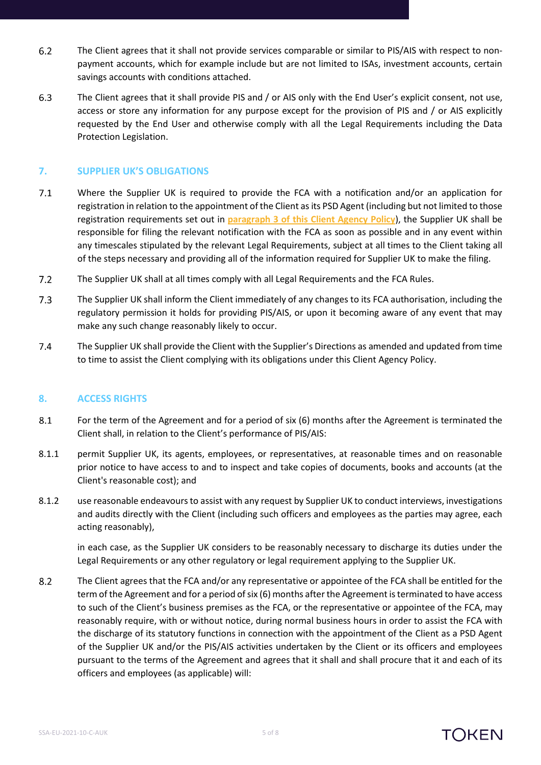6.2 The Client agrees that it shall not provide services comparable or similar to PIS/AIS with respect to non-payment accounts, which for example include but are not limited to ISAs, investment accounts, certain savings accounts with conditions attached.

6.3 The Client agrees that it shall provide PIS and / or AIS only with the End User's explicit consent, not use, access or store any information for any purpose except for the provision of PIS and / or AIS explicitly requested by the End User and otherwise comply with all the Legal Requirements including the Data Protection Legislation.

## 7. SUPPLIER UK'S OBLIGATIONS

7.1 Where the Supplier UK is required to provide the FCA with a notification and/or an application for registration in relation to the appointment of the Client as its PSD Agent (including but not limited to those registration requirements set out in **paragraph 3 of this Client Agency Policy**), the Supplier UK shall be responsible for filing the relevant notification with the FCA as soon as possible and in any event within any timescales stipulated by the relevant Legal Requirements, subject at all times to the Client taking all of the steps necessary and providing all of the information required for Supplier UK to make the filing.

7.2 The Supplier UK shall at all times comply with all Legal Requirements and the FCA Rules.

7.3 The Supplier UK shall inform the Client immediately of any changes to its FCA authorisation, including the regulatory permission it holds for providing PIS/AIS, or upon it becoming aware of any event that may make any such change reasonably likely to occur.

7.4 The Supplier UK shall provide the Client with the Supplier's Directions as amended and updated from time to time to assist the Client complying with its obligations under this Client Agency Policy.

## 8. ACCESS RIGHTS

8.1 For the term of the Agreement and for a period of six (6) months after the Agreement is terminated the Client shall, in relation to the Client's performance of PIS/AIS:

8.1.1 permit Supplier UK, its agents, employees, or representatives, at reasonable times and on reasonable prior notice to have access to and to inspect and take copies of documents, books and accounts (at the Client's reasonable cost); and

8.1.2 use reasonable endeavours to assist with any request by Supplier UK to conduct interviews, investigations and audits directly with the Client (including such officers and employees as the parties may agree, each acting reasonably),

in each case, as the Supplier UK considers to be reasonably necessary to discharge its duties under the Legal Requirements or any other regulatory or legal requirement applying to the Supplier UK.

8.2 The Client agrees that the FCA and/or any representative or appointee of the FCA shall be entitled for the term of the Agreement and for a period of six (6) months after the Agreement is terminated to have access to such of the Client's business premises as the FCA, or the representative or appointee of the FCA, may reasonably require, with or without notice, during normal business hours in order to assist the FCA with the discharge of its statutory functions in connection with the appointment of the Client as a PSD Agent of the Supplier UK and/or the PIS/AIS activities undertaken by the Client or its officers and employees pursuant to the terms of the Agreement and agrees that it shall and shall procure that it and each of its officers and employees (as applicable) will: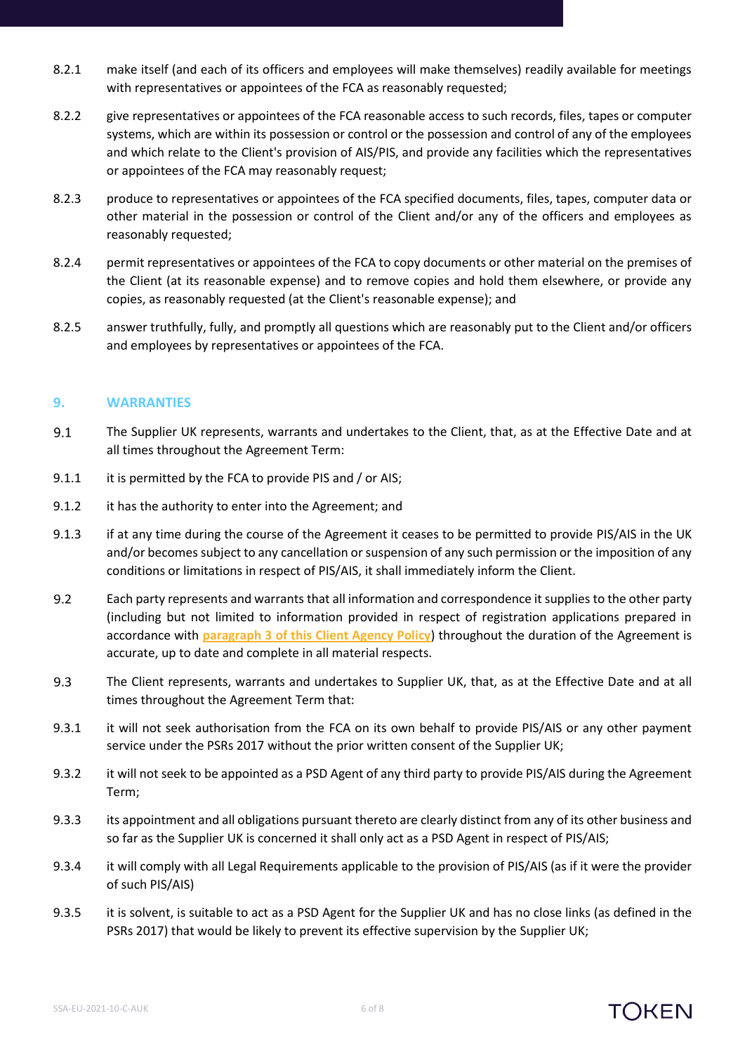8.2.1 make itself (and each of its officers and employees will make themselves) readily available for meetings with representatives or appointees of the FCA as reasonably requested;

8.2.2 give representatives or appointees of the FCA reasonable access to such records, files, tapes or computer systems, which are within its possession or control or the possession and control of any of the employees and which relate to the Client's provision of AIS/PIS, and provide any facilities which the representatives or appointees of the FCA may reasonably request;

8.2.3 produce to representatives or appointees of the FCA specified documents, files, tapes, computer data or other material in the possession or control of the Client and/or any of the officers and employees as reasonably requested;

8.2.4 permit representatives or appointees of the FCA to copy documents or other material on the premises of the Client (at its reasonable expense) and to remove copies and hold them elsewhere, or provide any copies, as reasonably requested (at the Client's reasonable expense); and

8.2.5 answer truthfully, fully, and promptly all questions which are reasonably put to the Client and/or officers and employees by representatives or appointees of the FCA.

## 9. WARRANTIES

9.1 The Supplier UK represents, warrants and undertakes to the Client, that, as at the Effective Date and at all times throughout the Agreement Term:

9.1.1 it is permitted by the FCA to provide PIS and / or AIS;

9.1.2 it has the authority to enter into the Agreement; and

9.1.3 if at any time during the course of the Agreement it ceases to be permitted to provide PIS/AIS in the UK and/or becomes subject to any cancellation or suspension of any such permission or the imposition of any conditions or limitations in respect of PIS/AIS, it shall immediately inform the Client.

9.2 Each party represents and warrants that all information and correspondence it supplies to the other party (including but not limited to information provided in respect of registration applications prepared in accordance with paragraph 3 of this Client Agency Policy) throughout the duration of the Agreement is accurate, up to date and complete in all material respects.

9.3 The Client represents, warrants and undertakes to Supplier UK, that, as at the Effective Date and at all times throughout the Agreement Term that:

9.3.1 it will not seek authorisation from the FCA on its own behalf to provide PIS/AIS or any other payment service under the PSRs 2017 without the prior written consent of the Supplier UK;

9.3.2 it will not seek to be appointed as a PSD Agent of any third party to provide PIS/AIS during the Agreement Term;

9.3.3 its appointment and all obligations pursuant thereto are clearly distinct from any of its other business and so far as the Supplier UK is concerned it shall only act as a PSD Agent in respect of PIS/AIS;

9.3.4 it will comply with all Legal Requirements applicable to the provision of PIS/AIS (as if it were the provider of such PIS/AIS)

9.3.5 it is solvent, is suitable to act as a PSD Agent for the Supplier UK and has no close links (as defined in the PSRs 2017) that would be likely to prevent its effective supervision by the Supplier UK;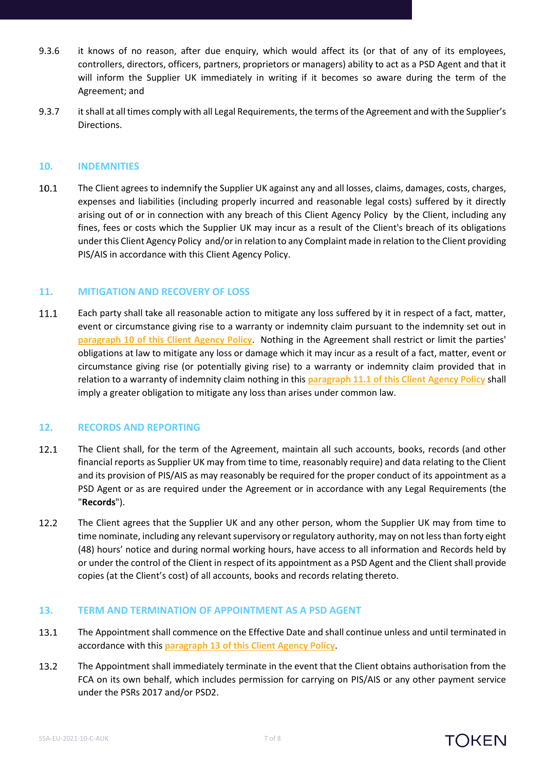9.3.6 it knows of no reason, after due enquiry, which would affect its (or that of any of its employees, controllers, directors, officers, partners, proprietors or managers) ability to act as a PSD Agent and that it will inform the Supplier UK immediately in writing if it becomes so aware during the term of the Agreement; and

9.3.7 it shall at all times comply with all Legal Requirements, the terms of the Agreement and with the Supplier's Directions.

## 10. INDEMNITIES

10.1 The Client agrees to indemnify the Supplier UK against any and all losses, claims, damages, costs, charges, expenses and liabilities (including properly incurred and reasonable legal costs) suffered by it directly arising out of or in connection with any breach of this Client Agency Policy by the Client, including any fines, fees or costs which the Supplier UK may incur as a result of the Client's breach of its obligations under this Client Agency Policy and/or in relation to any Complaint made in relation to the Client providing PIS/AIS in accordance with this Client Agency Policy.

## 11. MITIGATION AND RECOVERY OF LOSS

11.1 Each party shall take all reasonable action to mitigate any loss suffered by it in respect of a fact, matter, event or circumstance giving rise to a warranty or indemnity claim pursuant to the indemnity set out in paragraph 10 of this Client Agency Policy. Nothing in the Agreement shall restrict or limit the parties' obligations at law to mitigate any loss or damage which it may incur as a result of a fact, matter, event or circumstance giving rise (or potentially giving rise) to a warranty or indemnity claim provided that in relation to a warranty of indemnity claim nothing in this paragraph 11.1 of this Client Agency Policy shall imply a greater obligation to mitigate any loss than arises under common law.

## 12. RECORDS AND REPORTING

12.1 The Client shall, for the term of the Agreement, maintain all such accounts, books, records (and other financial reports as Supplier UK may from time to time, reasonably require) and data relating to the Client and its provision of PIS/AIS as may reasonably be required for the proper conduct of its appointment as a PSD Agent or as are required under the Agreement or in accordance with any Legal Requirements (the "**Records**").

12.2 The Client agrees that the Supplier UK and any other person, whom the Supplier UK may from time to time nominate, including any relevant supervisory or regulatory authority, may on not less than forty eight (48) hours' notice and during normal working hours, have access to all information and Records held by or under the control of the Client in respect of its appointment as a PSD Agent and the Client shall provide copies (at the Client's cost) of all accounts, books and records relating thereto.

## 13. TERM AND TERMINATION OF APPOINTMENT AS A PSD AGENT

13.1 The Appointment shall commence on the Effective Date and shall continue unless and until terminated in accordance with this paragraph 13 of this Client Agency Policy.

13.2 The Appointment shall immediately terminate in the event that the Client obtains authorisation from the FCA on its own behalf, which includes permission for carrying on PIS/AIS or any other payment service under the PSRs 2017 and/or PSD2.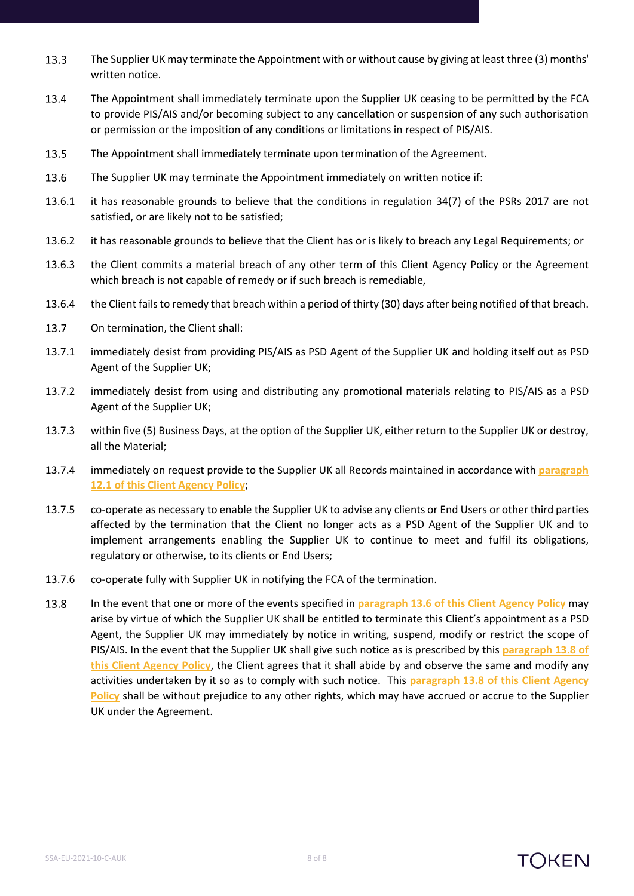13.3 The Supplier UK may terminate the Appointment with or without cause by giving at least three (3) months' written notice.

13.4 The Appointment shall immediately terminate upon the Supplier UK ceasing to be permitted by the FCA to provide PIS/AIS and/or becoming subject to any cancellation or suspension of any such authorisation or permission or the imposition of any conditions or limitations in respect of PIS/AIS.

13.5 The Appointment shall immediately terminate upon termination of the Agreement.

13.6 The Supplier UK may terminate the Appointment immediately on written notice if:

13.6.1 it has reasonable grounds to believe that the conditions in regulation 34(7) of the PSRs 2017 are not satisfied, or are likely not to be satisfied;

13.6.2 it has reasonable grounds to believe that the Client has or is likely to breach any Legal Requirements; or

13.6.3 the Client commits a material breach of any other term of this Client Agency Policy or the Agreement which breach is not capable of remedy or if such breach is remediable,

13.6.4 the Client fails to remedy that breach within a period of thirty (30) days after being notified of that breach.

13.7 On termination, the Client shall:

13.7.1 immediately desist from providing PIS/AIS as PSD Agent of the Supplier UK and holding itself out as PSD Agent of the Supplier UK;

13.7.2 immediately desist from using and distributing any promotional materials relating to PIS/AIS as a PSD Agent of the Supplier UK;

13.7.3 within five (5) Business Days, at the option of the Supplier UK, either return to the Supplier UK or destroy, all the Material;

13.7.4 immediately on request provide to the Supplier UK all Records maintained in accordance with **paragraph 12.1 of this Client Agency Policy**;

13.7.5 co-operate as necessary to enable the Supplier UK to advise any clients or End Users or other third parties affected by the termination that the Client no longer acts as a PSD Agent of the Supplier UK and to implement arrangements enabling the Supplier UK to continue to meet and fulfil its obligations, regulatory or otherwise, to its clients or End Users;

13.7.6 co-operate fully with Supplier UK in notifying the FCA of the termination.

13.8 In the event that one or more of the events specified in **paragraph 13.6 of this Client Agency Policy** may arise by virtue of which the Supplier UK shall be entitled to terminate this Client's appointment as a PSD Agent, the Supplier UK may immediately by notice in writing, suspend, modify or restrict the scope of PIS/AIS. In the event that the Supplier UK shall give such notice as is prescribed by this **paragraph 13.8 of this Client Agency Policy**, the Client agrees that it shall abide by and observe the same and modify any activities undertaken by it so as to comply with such notice. This **paragraph 13.8 of this Client Agency Policy** shall be without prejudice to any other rights, which may have accrued or accrue to the Supplier UK under the Agreement.